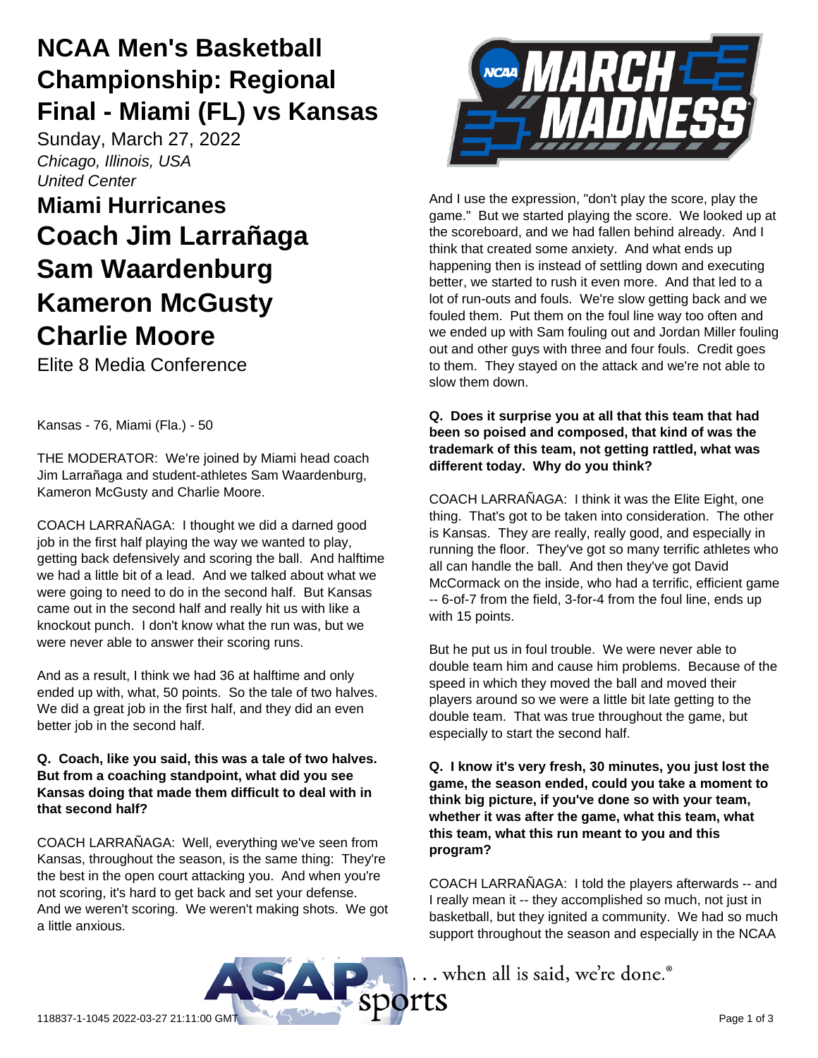# NCAA Men's Basketball Championship: Regional Final - Miami (FL) vs Kansas

Sunday, March 27, 2022

*Chicago, Illinois, USA*

*United Center*

## Miami Hurricanes

## Coach Jim Larrañaga

## Sam Waardenburg

## Kameron McGusty

## Charlie Moore

Elite 8 Media Conference

Kansas - 76, Miami (Fla.) - 50

THE MODERATOR: We're joined by Miami head coach Jim Larrañaga and student-athletes Sam Waardenburg, Kameron McGusty and Charlie Moore.

COACH LARRAÑAGA: I thought we did a darned good job in the first half playing the way we wanted to play, getting back defensively and scoring the ball. And halftime we had a little bit of a lead. And we talked about what we were going to need to do in the second half. But Kansas came out in the second half and really hit us with like a knockout punch. I don't know what the run was, but we were never able to answer their scoring runs.

And as a result, I think we had 36 at halftime and only ended up with, what, 50 points. So the tale of two halves. We did a great job in the first half, and they did an even better job in the second half.

**Q. Coach, like you said, this was a tale of two halves. But from a coaching standpoint, what did you see Kansas doing that made them difficult to deal with in that second half?**

COACH LARRAÑAGA: Well, everything we've seen from Kansas, throughout the season, is the same thing: They're the best in the open court attacking you. And when you're not scoring, it's hard to get back and set your defense. And we weren't scoring. We weren't making shots. We got a little anxious.

And I use the expression, "don't play the score, play the game." But we started playing the score. We looked up at the scoreboard, and we had fallen behind already. And I think that created some anxiety. And what ends up happening then is instead of settling down and executing better, we started to rush it even more. And that led to a lot of run-outs and fouls. We're slow getting back and we fouled them. Put them on the foul line way too often and we ended up with Sam fouling out and Jordan Miller fouling out and other guys with three and four fouls. Credit goes to them. They stayed on the attack and we're not able to slow them down.

**Q. Does it surprise you at all that this team that had been so poised and composed, that kind of was the trademark of this team, not getting rattled, what was different today. Why do you think?**

COACH LARRAÑAGA: I think it was the Elite Eight, one thing. That's got to be taken into consideration. The other is Kansas. They are really, really good, and especially in running the floor. They've got so many terrific athletes who all can handle the ball. And then they've got David McCormack on the inside, who had a terrific, efficient game -- 6-of-7 from the field, 3-for-4 from the foul line, ends up with 15 points.

But he put us in foul trouble. We were never able to double team him and cause him problems. Because of the speed in which they moved the ball and moved their players around so we were a little bit late getting to the double team. That was true throughout the game, but especially to start the second half.

**Q. I know it's very fresh, 30 minutes, you just lost the game, the season ended, could you take a moment to think big picture, if you've done so with your team, whether it was after the game, what this team, what this team, what this run meant to you and this program?**

COACH LARRAÑAGA: I told the players afterwards -- and I really mean it -- they accomplished so much, not just in basketball, but they ignited a community. We had so much support throughout the season and especially in the NCAA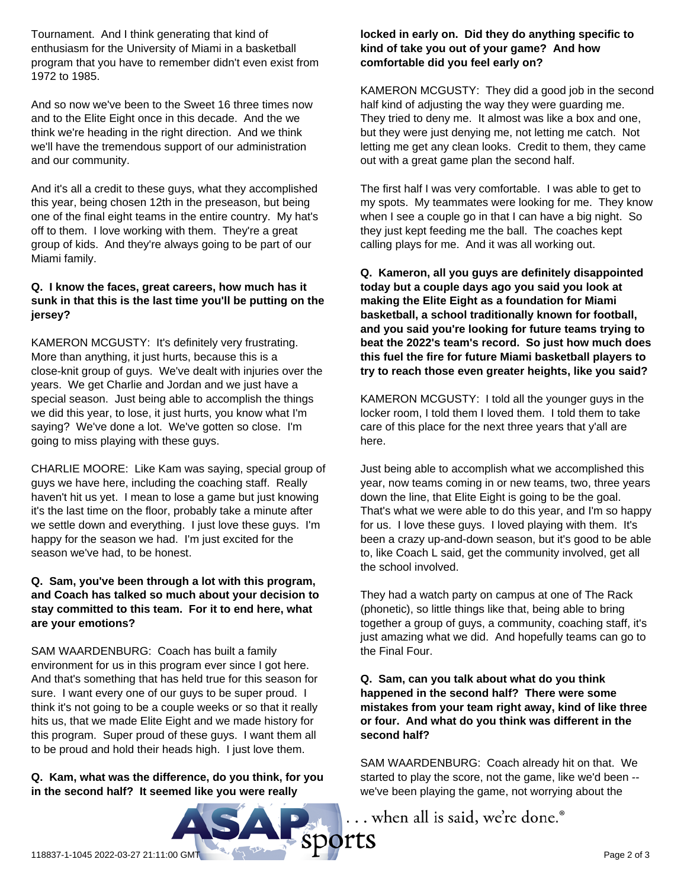Tournament. And I think generating that kind of enthusiasm for the University of Miami in a basketball program that you have to remember didn't even exist from 1972 to 1985.

And so now we've been to the Sweet 16 three times now and to the Elite Eight once in this decade. And the we think we're heading in the right direction. And we think we'll have the tremendous support of our administration and our community.

And it's all a credit to these guys, what they accomplished this year, being chosen 12th in the preseason, but being one of the final eight teams in the entire country. My hat's off to them. I love working with them. They're a great group of kids. And they're always going to be part of our Miami family.

**Q. I know the faces, great careers, how much has it sunk in that this is the last time you'll be putting on the jersey?**

KAMERON MCGUSTY: It's definitely very frustrating. More than anything, it just hurts, because this is a close-knit group of guys. We've dealt with injuries over the years. We get Charlie and Jordan and we just have a special season. Just being able to accomplish the things we did this year, to lose, it just hurts, you know what I'm saying? We've done a lot. We've gotten so close. I'm going to miss playing with these guys.

CHARLIE MOORE: Like Kam was saying, special group of guys we have here, including the coaching staff. Really haven't hit us yet. I mean to lose a game but just knowing it's the last time on the floor, probably take a minute after we settle down and everything. I just love these guys. I'm happy for the season we had. I'm just excited for the season we've had, to be honest.

**Q. Sam, you've been through a lot with this program, and Coach has talked so much about your decision to stay committed to this team. For it to end here, what are your emotions?**

SAM WAARDENBURG: Coach has built a family environment for us in this program ever since I got here. And that's something that has held true for this season for sure. I want every one of our guys to be super proud. I think it's not going to be a couple weeks or so that it really hits us, that we made Elite Eight and we made history for this program. Super proud of these guys. I want them all to be proud and hold their heads high. I just love them.

**Q. Kam, what was the difference, do you think, for you in the second half? It seemed like you were really locked in early on. Did they do anything specific to kind of take you out of your game? And how comfortable did you feel early on?**

KAMERON MCGUSTY: They did a good job in the second half kind of adjusting the way they were guarding me. They tried to deny me. It almost was like a box and one, but they were just denying me, not letting me catch. Not letting me get any clean looks. Credit to them, they came out with a great game plan the second half.

The first half I was very comfortable. I was able to get to my spots. My teammates were looking for me. They know when I see a couple go in that I can have a big night. So they just kept feeding me the ball. The coaches kept calling plays for me. And it was all working out.

**Q. Kameron, all you guys are definitely disappointed today but a couple days ago you said you look at making the Elite Eight as a foundation for Miami basketball, a school traditionally known for football, and you said you're looking for future teams trying to beat the 2022's team's record. So just how much does this fuel the fire for future Miami basketball players to try to reach those even greater heights, like you said?**

KAMERON MCGUSTY: I told all the younger guys in the locker room, I told them I loved them. I told them to take care of this place for the next three years that y'all are here.

Just being able to accomplish what we accomplished this year, now teams coming in or new teams, two, three years down the line, that Elite Eight is going to be the goal. That's what we were able to do this year, and I'm so happy for us. I love these guys. I loved playing with them. It's been a crazy up-and-down season, but it's good to be able to, like Coach L said, get the community involved, get all the school involved.

They had a watch party on campus at one of The Rack (phonetic), so little things like that, being able to bring together a group of guys, a community, coaching staff, it's just amazing what we did. And hopefully teams can go to the Final Four.

**Q. Sam, can you talk about what do you think happened in the second half? There were some mistakes from your team right away, kind of like three or four. And what do you think was different in the second half?**

SAM WAARDENBURG: Coach already hit on that. We started to play the score, not the game, like we'd been -- we've been playing the game, not worrying about the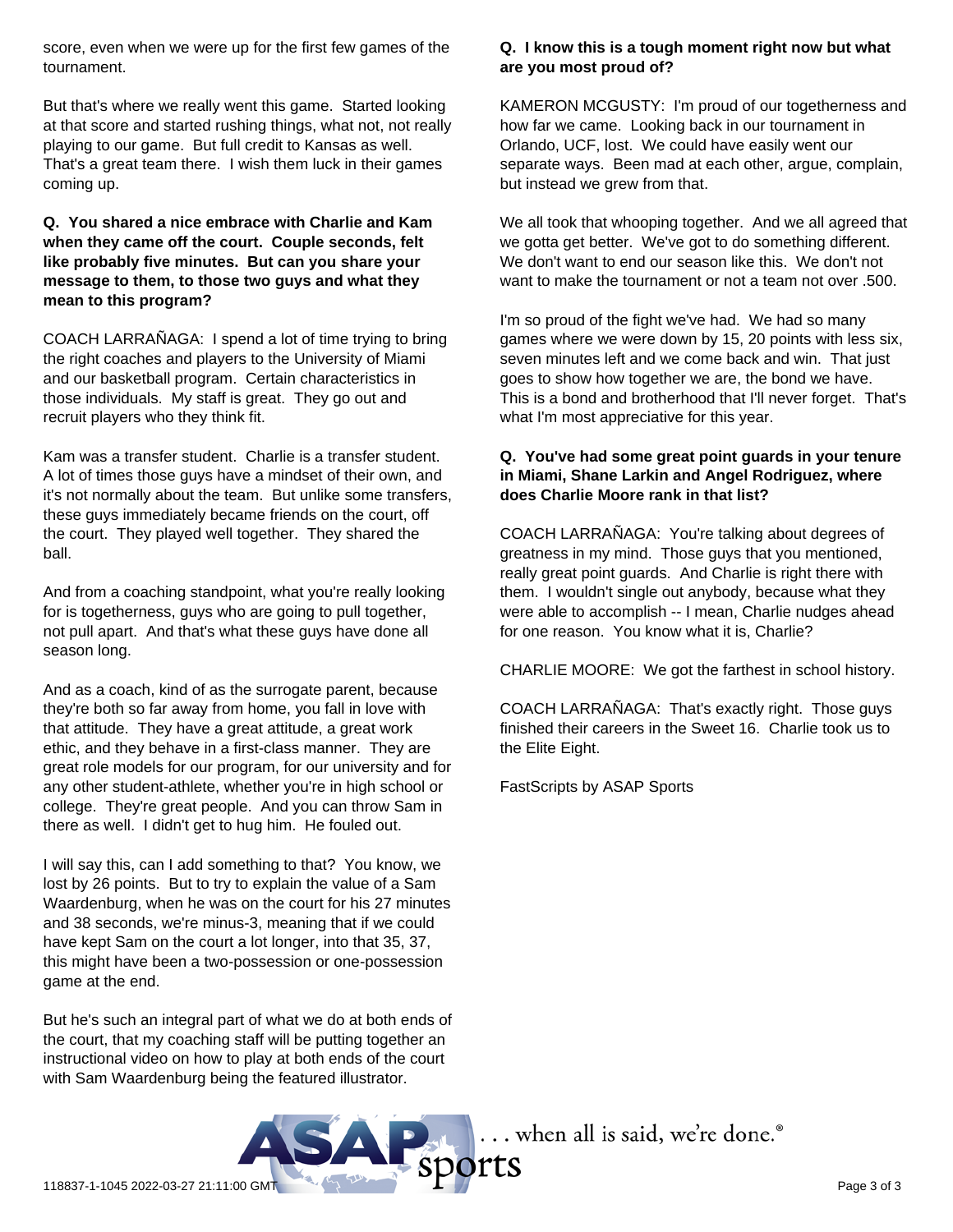score, even when we were up for the first few games of the tournament.

But that's where we really went this game. Started looking at that score and started rushing things, what not, not really playing to our game. But full credit to Kansas as well. That's a great team there. I wish them luck in their games coming up.

**Q. You shared a nice embrace with Charlie and Kam when they came off the court. Couple seconds, felt like probably five minutes. But can you share your message to them, to those two guys and what they mean to this program?**

COACH LARRAÑAGA: I spend a lot of time trying to bring the right coaches and players to the University of Miami and our basketball program. Certain characteristics in those individuals. My staff is great. They go out and recruit players who they think fit.

Kam was a transfer student. Charlie is a transfer student. A lot of times those guys have a mindset of their own, and it's not normally about the team. But unlike some transfers, these guys immediately became friends on the court, off the court. They played well together. They shared the ball.

And from a coaching standpoint, what you're really looking for is togetherness, guys who are going to pull together, not pull apart. And that's what these guys have done all season long.

And as a coach, kind of as the surrogate parent, because they're both so far away from home, you fall in love with that attitude. They have a great attitude, a great work ethic, and they behave in a first-class manner. They are great role models for our program, for our university and for any other student-athlete, whether you're in high school or college. They're great people. And you can throw Sam in there as well. I didn't get to hug him. He fouled out.

I will say this, can I add something to that? You know, we lost by 26 points. But to try to explain the value of a Sam Waardenburg, when he was on the court for his 27 minutes and 38 seconds, we're minus-3, meaning that if we could have kept Sam on the court a lot longer, into that 35, 37, this might have been a two-possession or one-possession game at the end.

But he's such an integral part of what we do at both ends of the court, that my coaching staff will be putting together an instructional video on how to play at both ends of the court with Sam Waardenburg being the featured illustrator.

**Q. I know this is a tough moment right now but what are you most proud of?**

KAMERON MCGUSTY: I'm proud of our togetherness and how far we came. Looking back in our tournament in Orlando, UCF, lost. We could have easily went our separate ways. Been mad at each other, argue, complain, but instead we grew from that.

We all took that whooping together. And we all agreed that we gotta get better. We've got to do something different. We don't want to end our season like this. We don't not want to make the tournament or not a team not over .500.

I'm so proud of the fight we've had. We had so many games where we were down by 15, 20 points with less six, seven minutes left and we come back and win. That just goes to show how together we are, the bond we have. This is a bond and brotherhood that I'll never forget. That's what I'm most appreciative for this year.

**Q. You've had some great point guards in your tenure in Miami, Shane Larkin and Angel Rodriguez, where does Charlie Moore rank in that list?**

COACH LARRAÑAGA: You're talking about degrees of greatness in my mind. Those guys that you mentioned, really great point guards. And Charlie is right there with them. I wouldn't single out anybody, because what they were able to accomplish -- I mean, Charlie nudges ahead for one reason. You know what it is, Charlie?

CHARLIE MOORE: We got the farthest in school history.

COACH LARRAÑAGA: That's exactly right. Those guys finished their careers in the Sweet 16. Charlie took us to the Elite Eight.

FastScripts by ASAP Sports